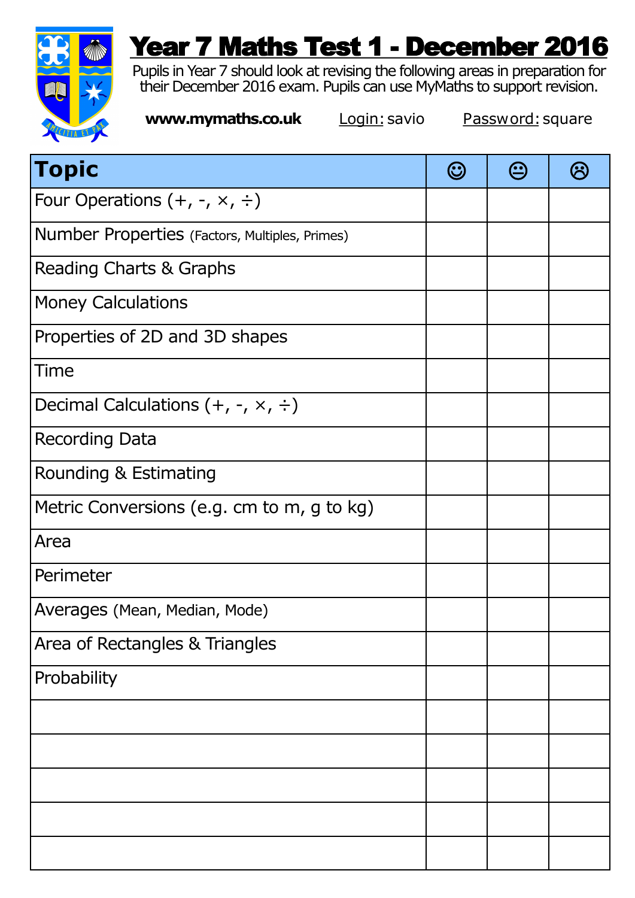# Year 7 Maths Test 1 - December 2016

Pupils in Year 7 should look at revising the following areas in preparation for their December 2016 exam. Pupils can use MyMaths to support revision.

**www.mymaths.co.uk** Login: savio Password: square

| Topic | ☺ | 😐 | ☹ |
|---|---|---|---|
| Four Operations (+, -, ×, ÷) | | | |
| Number Properties (Factors, Multiples, Primes) | | | |
| Reading Charts & Graphs | | | |
| Money Calculations | | | |
| Properties of 2D and 3D shapes | | | |
| Time | | | |
| Decimal Calculations (+, -, ×, ÷) | | | |
| Recording Data | | | |
| Rounding & Estimating | | | |
| Metric Conversions (e.g. cm to m, g to kg) | | | |
| Area | | | |
| Perimeter | | | |
| Averages (Mean, Median, Mode) | | | |
| Area of Rectangles & Triangles | | | |
| Probability | | | |
| | | | |
| | | | |
| | | | |
| | | | |
| | | | |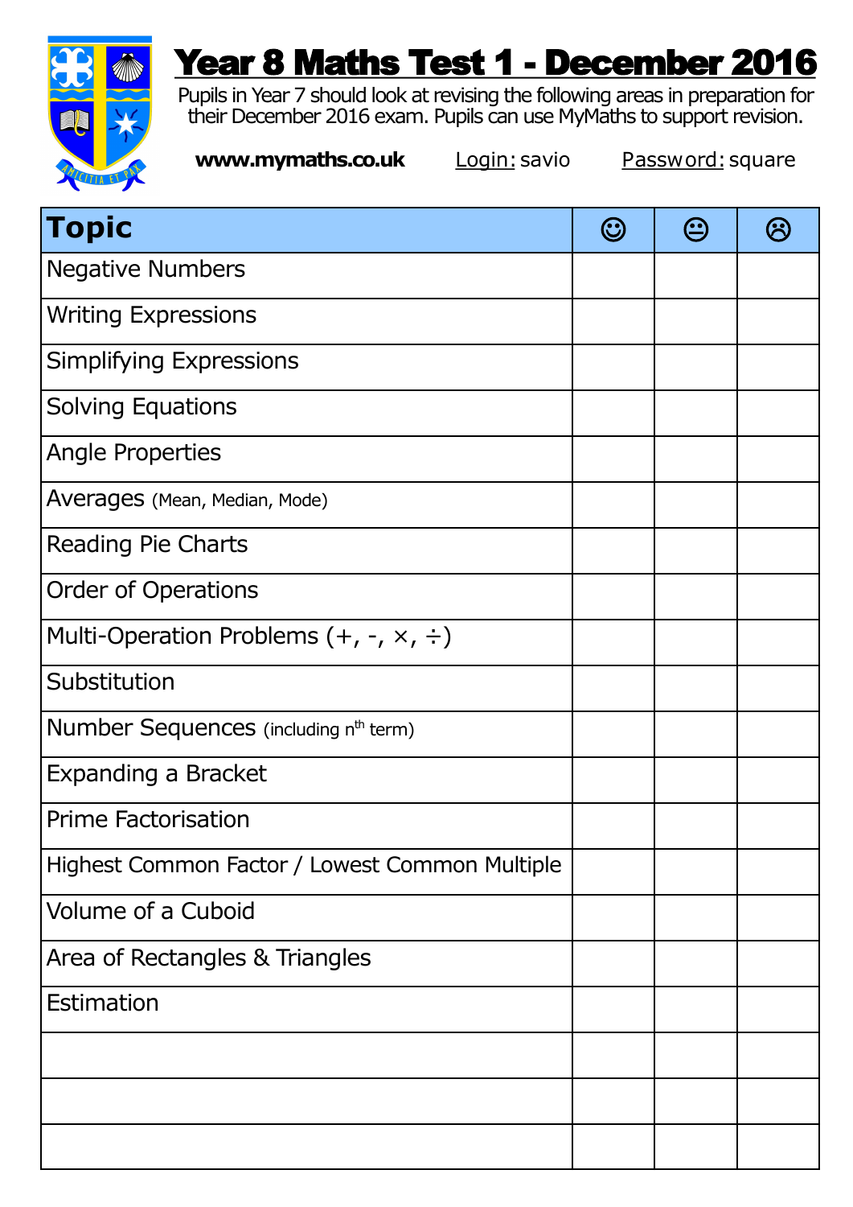# Year 8 Maths Test 1 - December 2016

Pupils in Year 7 should look at revising the following areas in preparation for their December 2016 exam. Pupils can use MyMaths to support revision.

**www.mymaths.co.uk** Login: savio Password: square

| Topic | ☺ | 😐 | ☹ |
|---|---|---|---|
| Negative Numbers | | | |
| Writing Expressions | | | |
| Simplifying Expressions | | | |
| Solving Equations | | | |
| Angle Properties | | | |
| Averages (Mean, Median, Mode) | | | |
| Reading Pie Charts | | | |
| Order of Operations | | | |
| Multi-Operation Problems (+, -, ×, ÷) | | | |
| Substitution | | | |
| Number Sequences (including $n^{th}$ term) | | | |
| Expanding a Bracket | | | |
| Prime Factorisation | | | |
| Highest Common Factor / Lowest Common Multiple | | | |
| Volume of a Cuboid | | | |
| Area of Rectangles & Triangles | | | |
| Estimation | | | |
| | | | |
| | | | |
| | | | |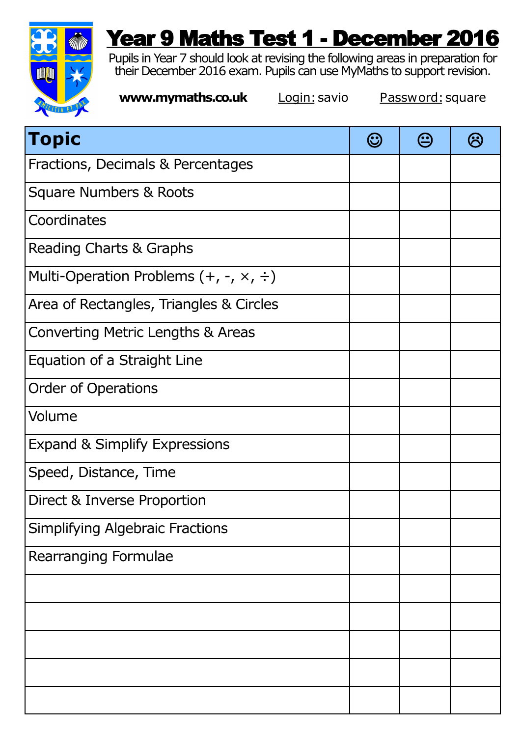# Year 9 Maths Test 1 - December 2016

Pupils in Year 7 should look at revising the following areas in preparation for their December 2016 exam. Pupils can use MyMaths to support revision.

**www.mymaths.co.uk** Login: savio Password: square

| Topic | ☺ | 😐 | ☹ |
|---|---|---|---|
| Fractions, Decimals & Percentages | | | |
| Square Numbers & Roots | | | |
| Coordinates | | | |
| Reading Charts & Graphs | | | |
| Multi-Operation Problems (+, -, ×, ÷) | | | |
| Area of Rectangles, Triangles & Circles | | | |
| Converting Metric Lengths & Areas | | | |
| Equation of a Straight Line | | | |
| Order of Operations | | | |
| Volume | | | |
| Expand & Simplify Expressions | | | |
| Speed, Distance, Time | | | |
| Direct & Inverse Proportion | | | |
| Simplifying Algebraic Fractions | | | |
| Rearranging Formulae | | | |
| | | | |
| | | | |
| | | | |
| | | | |
| | | | |